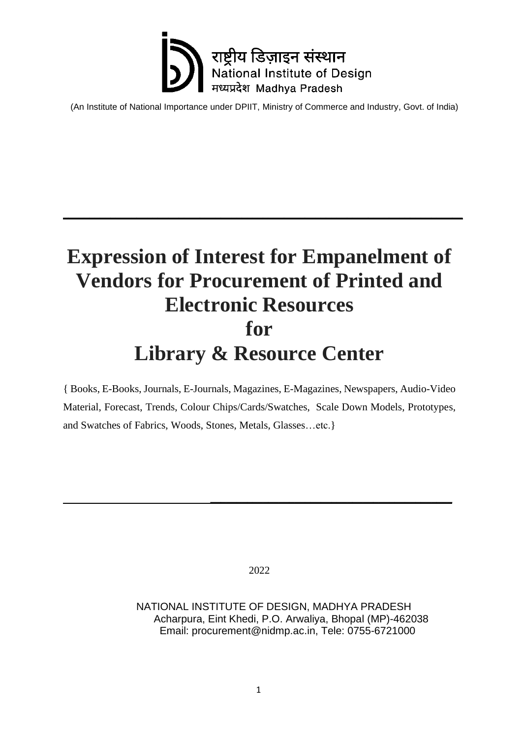राष्ट्रीय डिज़ाइन संस्थान
National Institute of Design
मध्यप्रदेश Madhya Pradesh

(An Institute of National Importance under DPIIT, Ministry of Commerce and Industry, Govt. of India)

# Expression of Interest for Empanelment of Vendors for Procurement of Printed and Electronic Resources for Library & Resource Center

{ Books, E-Books, Journals, E-Journals, Magazines, E-Magazines, Newspapers, Audio-Video Material, Forecast, Trends, Colour Chips/Cards/Swatches, Scale Down Models, Prototypes, and Swatches of Fabrics, Woods, Stones, Metals, Glasses…etc.}

2022

NATIONAL INSTITUTE OF DESIGN, MADHYA PRADESH
Acharpura, Eint Khedi, P.O. Arwaliya, Bhopal (MP)-462038
Email: procurement@nidmp.ac.in, Tele: 0755-6721000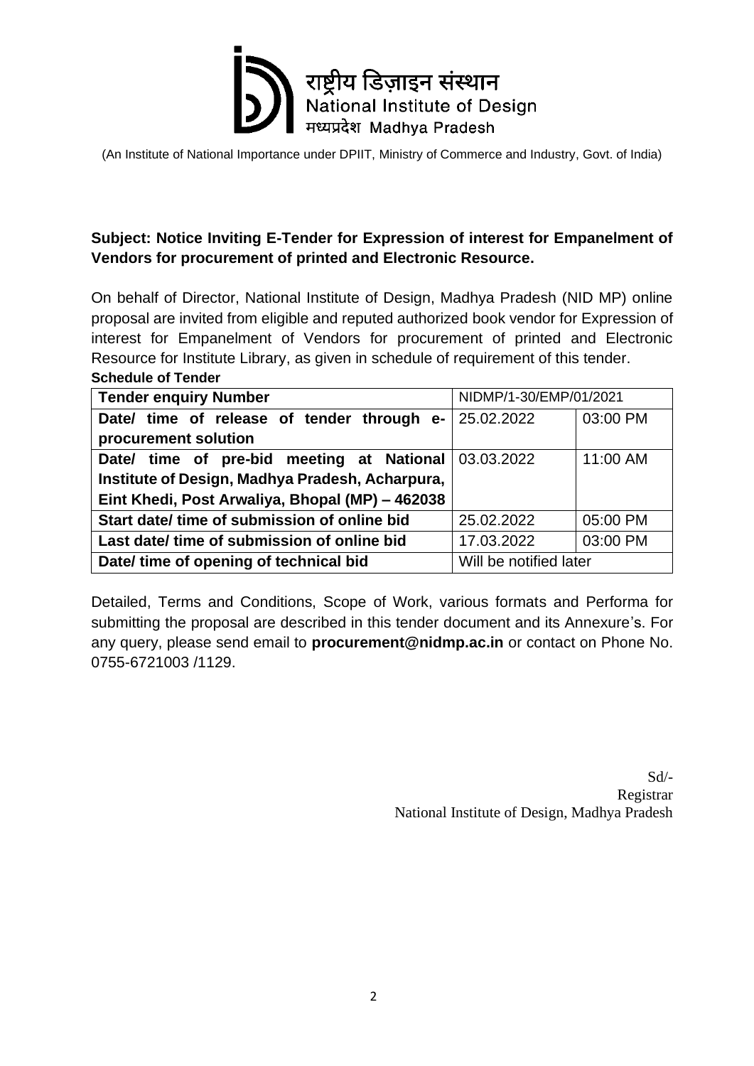राष्ट्रीय डिज़ाइन संस्थान
National Institute of Design
मध्यप्रदेश Madhya Pradesh

(An Institute of National Importance under DPIIT, Ministry of Commerce and Industry, Govt. of India)

**Subject: Notice Inviting E-Tender for Expression of interest for Empanelment of Vendors for procurement of printed and Electronic Resource.**

On behalf of Director, National Institute of Design, Madhya Pradesh (NID MP) online proposal are invited from eligible and reputed authorized book vendor for Expression of interest for Empanelment of Vendors for procurement of printed and Electronic Resource for Institute Library, as given in schedule of requirement of this tender.

**Schedule of Tender**

| **Tender enquiry Number** | NIDMP/1-30/EMP/01/2021 | |
|---|---|---|
| **Date/ time of release of tender through e-procurement solution** | 25.02.2022 | 03:00 PM |
| **Date/ time of pre-bid meeting at National Institute of Design, Madhya Pradesh, Acharpura, Eint Khedi, Post Arwaliya, Bhopal (MP) – 462038** | 03.03.2022 | 11:00 AM |
| **Start date/ time of submission of online bid** | 25.02.2022 | 05:00 PM |
| **Last date/ time of submission of online bid** | 17.03.2022 | 03:00 PM |
| **Date/ time of opening of technical bid** | Will be notified later | |

Detailed, Terms and Conditions, Scope of Work, various formats and Performa for submitting the proposal are described in this tender document and its Annexure's. For any query, please send email to **procurement@nidmp.ac.in** or contact on Phone No. 0755-6721003 /1129.

Sd/-
Registrar
National Institute of Design, Madhya Pradesh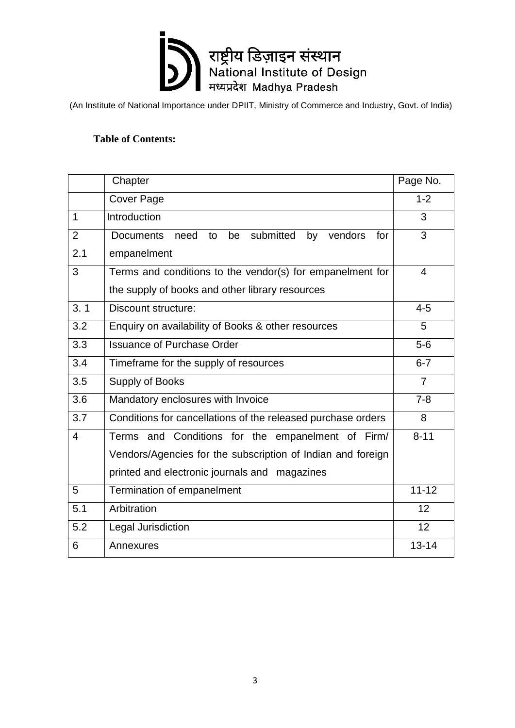राष्ट्रीय डिज़ाइन संस्थान
National Institute of Design
मध्यप्रदेश Madhya Pradesh

(An Institute of National Importance under DPIIT, Ministry of Commerce and Industry, Govt. of India)

**Table of Contents:**

| | Chapter | Page No. |
|---|---|---|
| | Cover Page | 1-2 |
| 1 | Introduction | 3 |
| 2<br>2.1 | Documents need to be submitted by vendors for empanelment | 3 |
| 3 | Terms and conditions to the vendor(s) for empanelment for the supply of books and other library resources | 4 |
| 3. 1 | Discount structure: | 4-5 |
| 3.2 | Enquiry on availability of Books & other resources | 5 |
| 3.3 | Issuance of Purchase Order | 5-6 |
| 3.4 | Timeframe for the supply of resources | 6-7 |
| 3.5 | Supply of Books | 7 |
| 3.6 | Mandatory enclosures with Invoice | 7-8 |
| 3.7 | Conditions for cancellations of the released purchase orders | 8 |
| 4 | Terms and Conditions for the empanelment of Firm/ Vendors/Agencies for the subscription of Indian and foreign printed and electronic journals and magazines | 8-11 |
| 5 | Termination of empanelment | 11-12 |
| 5.1 | Arbitration | 12 |
| 5.2 | Legal Jurisdiction | 12 |
| 6 | Annexures | 13-14 |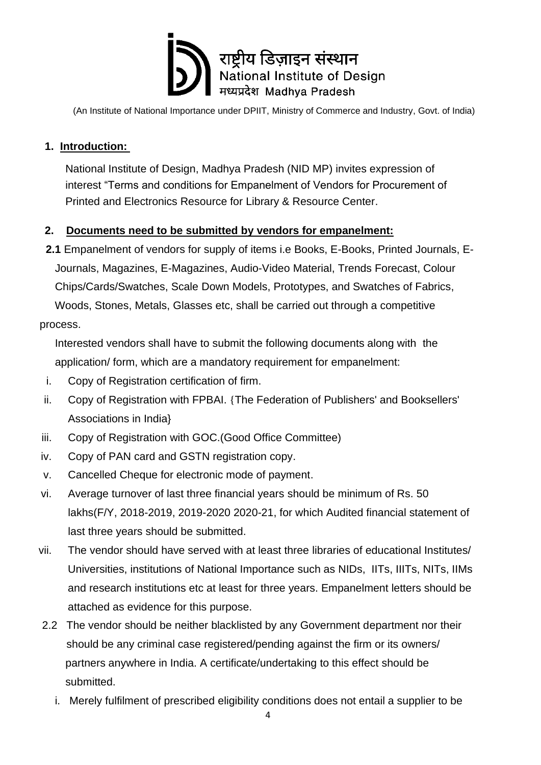राष्ट्रीय डिज़ाइन संस्थान
National Institute of Design
मध्यप्रदेश Madhya Pradesh

(An Institute of National Importance under DPIIT, Ministry of Commerce and Industry, Govt. of India)

## 1. Introduction:

National Institute of Design, Madhya Pradesh (NID MP) invites expression of interest "Terms and conditions for Empanelment of Vendors for Procurement of Printed and Electronics Resource for Library & Resource Center.

## 2. Documents need to be submitted by vendors for empanelment:

**2.1** Empanelment of vendors for supply of items i.e Books, E-Books, Printed Journals, E-Journals, Magazines, E-Magazines, Audio-Video Material, Trends Forecast, Colour Chips/Cards/Swatches, Scale Down Models, Prototypes, and Swatches of Fabrics, Woods, Stones, Metals, Glasses etc, shall be carried out through a competitive process.

Interested vendors shall have to submit the following documents along with the application/ form, which are a mandatory requirement for empanelment:

i. Copy of Registration certification of firm.

ii. Copy of Registration with FPBAI. {The Federation of Publishers' and Booksellers' Associations in India}

iii. Copy of Registration with GOC.(Good Office Committee)

iv. Copy of PAN card and GSTN registration copy.

v. Cancelled Cheque for electronic mode of payment.

vi. Average turnover of last three financial years should be minimum of Rs. 50 lakhs(F/Y, 2018-2019, 2019-2020 2020-21, for which Audited financial statement of last three years should be submitted.

vii. The vendor should have served with at least three libraries of educational Institutes/ Universities, institutions of National Importance such as NIDs, IITs, IIITs, NITs, IIMs and research institutions etc at least for three years. Empanelment letters should be attached as evidence for this purpose.

2.2 The vendor should be neither blacklisted by any Government department nor their should be any criminal case registered/pending against the firm or its owners/ partners anywhere in India. A certificate/undertaking to this effect should be submitted.

i. Merely fulfilment of prescribed eligibility conditions does not entail a supplier to be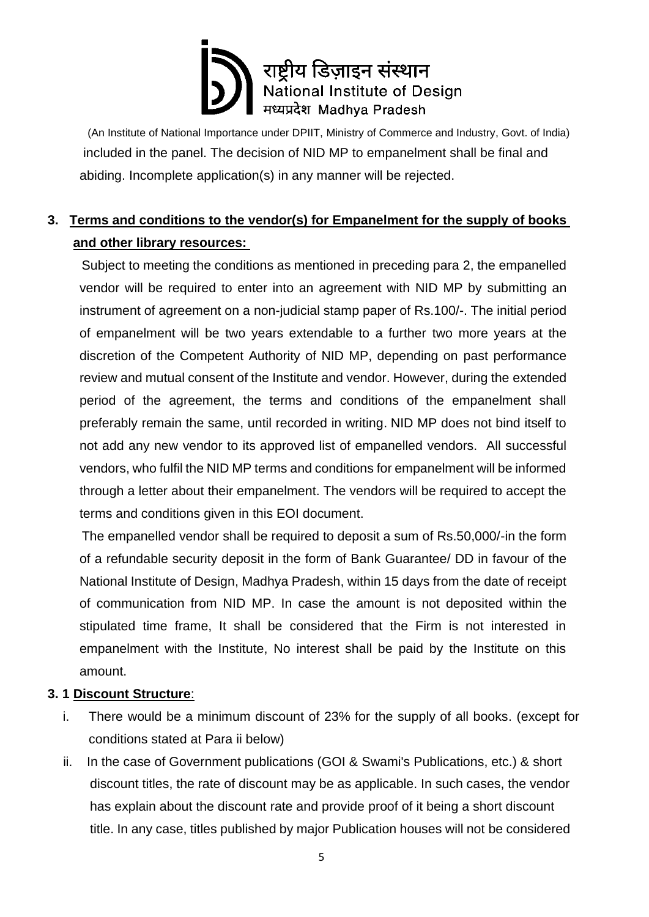included in the panel. The decision of NID MP to empanelment shall be final and abiding. Incomplete application(s) in any manner will be rejected.

## 3. Terms and conditions to the vendor(s) for Empanelment for the supply of books and other library resources:

Subject to meeting the conditions as mentioned in preceding para 2, the empanelled vendor will be required to enter into an agreement with NID MP by submitting an instrument of agreement on a non-judicial stamp paper of Rs.100/-. The initial period of empanelment will be two years extendable to a further two more years at the discretion of the Competent Authority of NID MP, depending on past performance review and mutual consent of the Institute and vendor. However, during the extended period of the agreement, the terms and conditions of the empanelment shall preferably remain the same, until recorded in writing. NID MP does not bind itself to not add any new vendor to its approved list of empanelled vendors. All successful vendors, who fulfil the NID MP terms and conditions for empanelment will be informed through a letter about their empanelment. The vendors will be required to accept the terms and conditions given in this EOI document.

The empanelled vendor shall be required to deposit a sum of Rs.50,000/-in the form of a refundable security deposit in the form of Bank Guarantee/ DD in favour of the National Institute of Design, Madhya Pradesh, within 15 days from the date of receipt of communication from NID MP. In case the amount is not deposited within the stipulated time frame, It shall be considered that the Firm is not interested in empanelment with the Institute, No interest shall be paid by the Institute on this amount.

### 3. 1 Discount Structure:

i. There would be a minimum discount of 23% for the supply of all books. (except for conditions stated at Para ii below)

ii. In the case of Government publications (GOI & Swami's Publications, etc.) & short discount titles, the rate of discount may be as applicable. In such cases, the vendor has explain about the discount rate and provide proof of it being a short discount title. In any case, titles published by major Publication houses will not be considered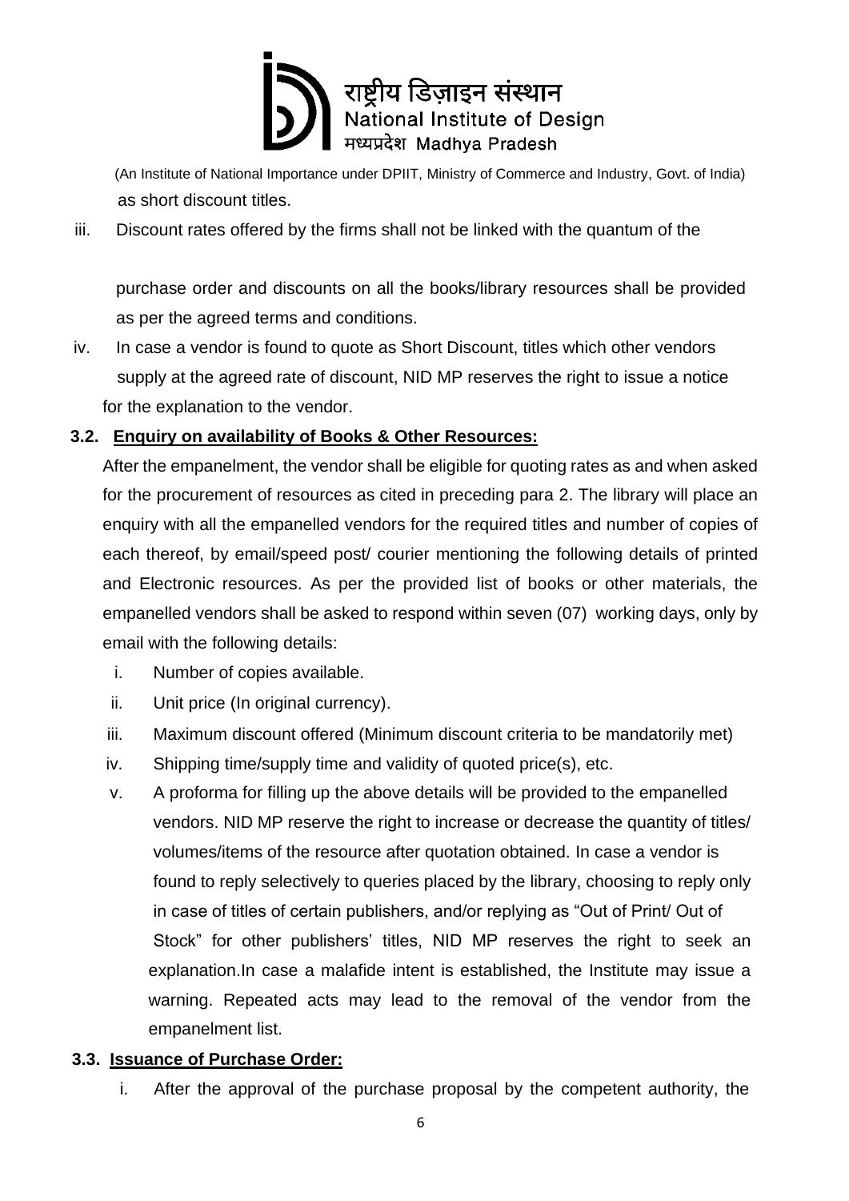as short discount titles.

iii. Discount rates offered by the firms shall not be linked with the quantum of the purchase order and discounts on all the books/library resources shall be provided as per the agreed terms and conditions.

iv. In case a vendor is found to quote as Short Discount, titles which other vendors supply at the agreed rate of discount, NID MP reserves the right to issue a notice for the explanation to the vendor.

### 3.2. Enquiry on availability of Books & Other Resources:

After the empanelment, the vendor shall be eligible for quoting rates as and when asked for the procurement of resources as cited in preceding para 2. The library will place an enquiry with all the empanelled vendors for the required titles and number of copies of each thereof, by email/speed post/ courier mentioning the following details of printed and Electronic resources. As per the provided list of books or other materials, the empanelled vendors shall be asked to respond within seven (07) working days, only by email with the following details:

i. Number of copies available.
ii. Unit price (In original currency).
iii. Maximum discount offered (Minimum discount criteria to be mandatorily met)
iv. Shipping time/supply time and validity of quoted price(s), etc.
v. A proforma for filling up the above details will be provided to the empanelled vendors. NID MP reserve the right to increase or decrease the quantity of titles/ volumes/items of the resource after quotation obtained. In case a vendor is found to reply selectively to queries placed by the library, choosing to reply only in case of titles of certain publishers, and/or replying as "Out of Print/ Out of Stock" for other publishers' titles, NID MP reserves the right to seek an explanation.In case a malafide intent is established, the Institute may issue a warning. Repeated acts may lead to the removal of the vendor from the empanelment list.

### 3.3. Issuance of Purchase Order:

i. After the approval of the purchase proposal by the competent authority, the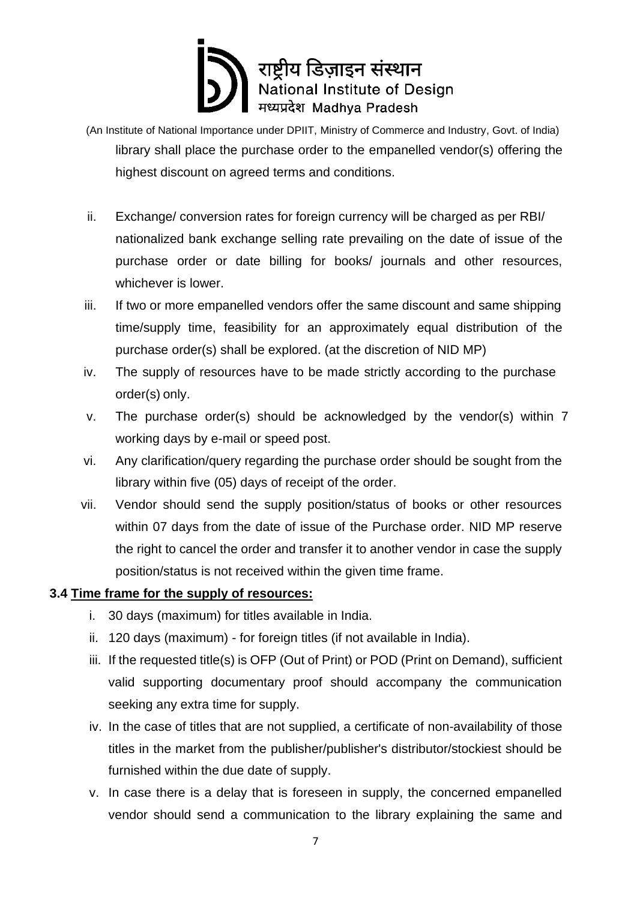library shall place the purchase order to the empanelled vendor(s) offering the highest discount on agreed terms and conditions.

ii. Exchange/ conversion rates for foreign currency will be charged as per RBI/ nationalized bank exchange selling rate prevailing on the date of issue of the purchase order or date billing for books/ journals and other resources, whichever is lower.

iii. If two or more empanelled vendors offer the same discount and same shipping time/supply time, feasibility for an approximately equal distribution of the purchase order(s) shall be explored. (at the discretion of NID MP)

iv. The supply of resources have to be made strictly according to the purchase order(s) only.

v. The purchase order(s) should be acknowledged by the vendor(s) within 7 working days by e-mail or speed post.

vi. Any clarification/query regarding the purchase order should be sought from the library within five (05) days of receipt of the order.

vii. Vendor should send the supply position/status of books or other resources within 07 days from the date of issue of the Purchase order. NID MP reserve the right to cancel the order and transfer it to another vendor in case the supply position/status is not received within the given time frame.

**3.4 <u>Time frame for the supply of resources:</u>**

i. 30 days (maximum) for titles available in India.

ii. 120 days (maximum) - for foreign titles (if not available in India).

iii. If the requested title(s) is OFP (Out of Print) or POD (Print on Demand), sufficient valid supporting documentary proof should accompany the communication seeking any extra time for supply.

iv. In the case of titles that are not supplied, a certificate of non-availability of those titles in the market from the publisher/publisher's distributor/stockiest should be furnished within the due date of supply.

v. In case there is a delay that is foreseen in supply, the concerned empanelled vendor should send a communication to the library explaining the same and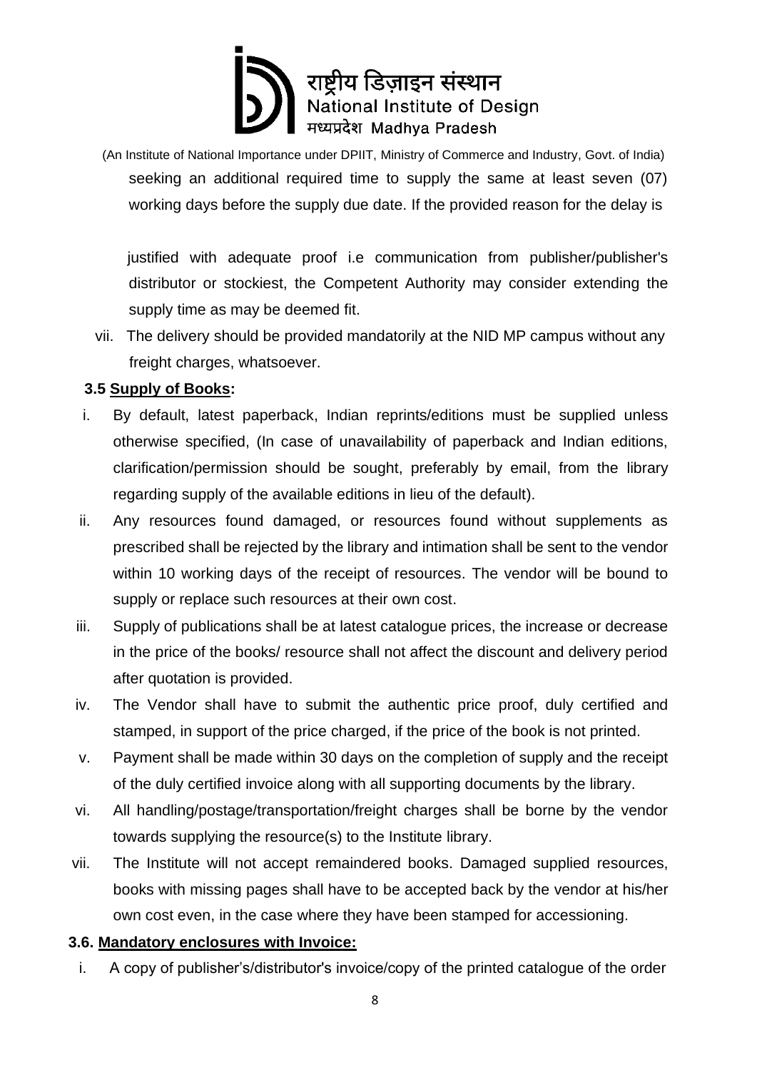seeking an additional required time to supply the same at least seven (07) working days before the supply due date. If the provided reason for the delay is justified with adequate proof i.e communication from publisher/publisher's distributor or stockiest, the Competent Authority may consider extending the supply time as may be deemed fit.

vii. The delivery should be provided mandatorily at the NID MP campus without any freight charges, whatsoever.

**3.5 Supply of Books:**

i. By default, latest paperback, Indian reprints/editions must be supplied unless otherwise specified, (In case of unavailability of paperback and Indian editions, clarification/permission should be sought, preferably by email, from the library regarding supply of the available editions in lieu of the default).

ii. Any resources found damaged, or resources found without supplements as prescribed shall be rejected by the library and intimation shall be sent to the vendor within 10 working days of the receipt of resources. The vendor will be bound to supply or replace such resources at their own cost.

iii. Supply of publications shall be at latest catalogue prices, the increase or decrease in the price of the books/ resource shall not affect the discount and delivery period after quotation is provided.

iv. The Vendor shall have to submit the authentic price proof, duly certified and stamped, in support of the price charged, if the price of the book is not printed.

v. Payment shall be made within 30 days on the completion of supply and the receipt of the duly certified invoice along with all supporting documents by the library.

vi. All handling/postage/transportation/freight charges shall be borne by the vendor towards supplying the resource(s) to the Institute library.

vii. The Institute will not accept remaindered books. Damaged supplied resources, books with missing pages shall have to be accepted back by the vendor at his/her own cost even, in the case where they have been stamped for accessioning.

**3.6. Mandatory enclosures with Invoice:**

i. A copy of publisher's/distributor's invoice/copy of the printed catalogue of the order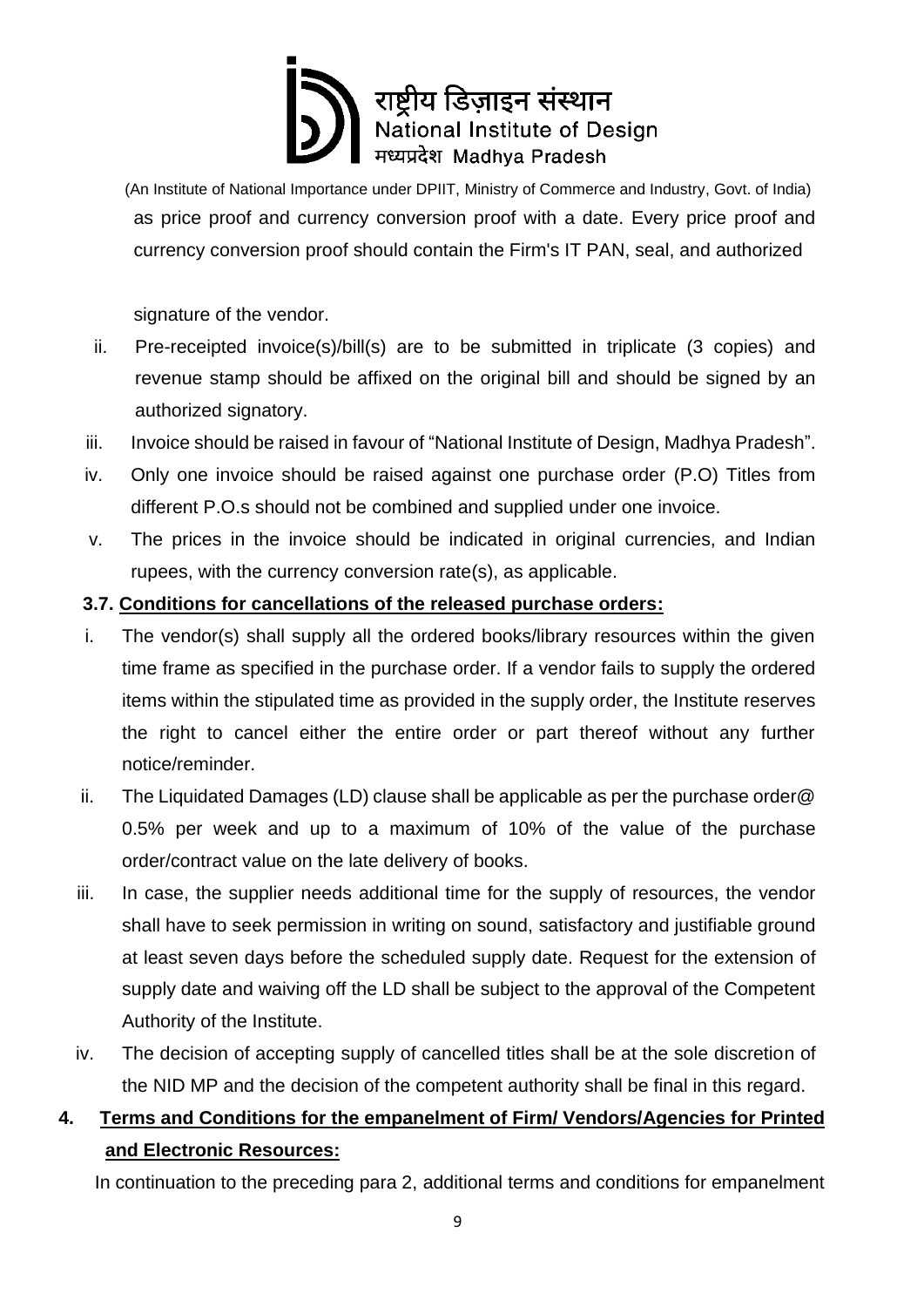as price proof and currency conversion proof with a date. Every price proof and currency conversion proof should contain the Firm's IT PAN, seal, and authorized signature of the vendor.

ii. Pre-receipted invoice(s)/bill(s) are to be submitted in triplicate (3 copies) and revenue stamp should be affixed on the original bill and should be signed by an authorized signatory.

iii. Invoice should be raised in favour of "National Institute of Design, Madhya Pradesh".

iv. Only one invoice should be raised against one purchase order (P.O) Titles from different P.O.s should not be combined and supplied under one invoice.

v. The prices in the invoice should be indicated in original currencies, and Indian rupees, with the currency conversion rate(s), as applicable.

### 3.7. Conditions for cancellations of the released purchase orders:

i. The vendor(s) shall supply all the ordered books/library resources within the given time frame as specified in the purchase order. If a vendor fails to supply the ordered items within the stipulated time as provided in the supply order, the Institute reserves the right to cancel either the entire order or part thereof without any further notice/reminder.

ii. The Liquidated Damages (LD) clause shall be applicable as per the purchase order@ 0.5% per week and up to a maximum of 10% of the value of the purchase order/contract value on the late delivery of books.

iii. In case, the supplier needs additional time for the supply of resources, the vendor shall have to seek permission in writing on sound, satisfactory and justifiable ground at least seven days before the scheduled supply date. Request for the extension of supply date and waiving off the LD shall be subject to the approval of the Competent Authority of the Institute.

iv. The decision of accepting supply of cancelled titles shall be at the sole discretion of the NID MP and the decision of the competent authority shall be final in this regard.

## 4. Terms and Conditions for the empanelment of Firm/ Vendors/Agencies for Printed and Electronic Resources:

In continuation to the preceding para 2, additional terms and conditions for empanelment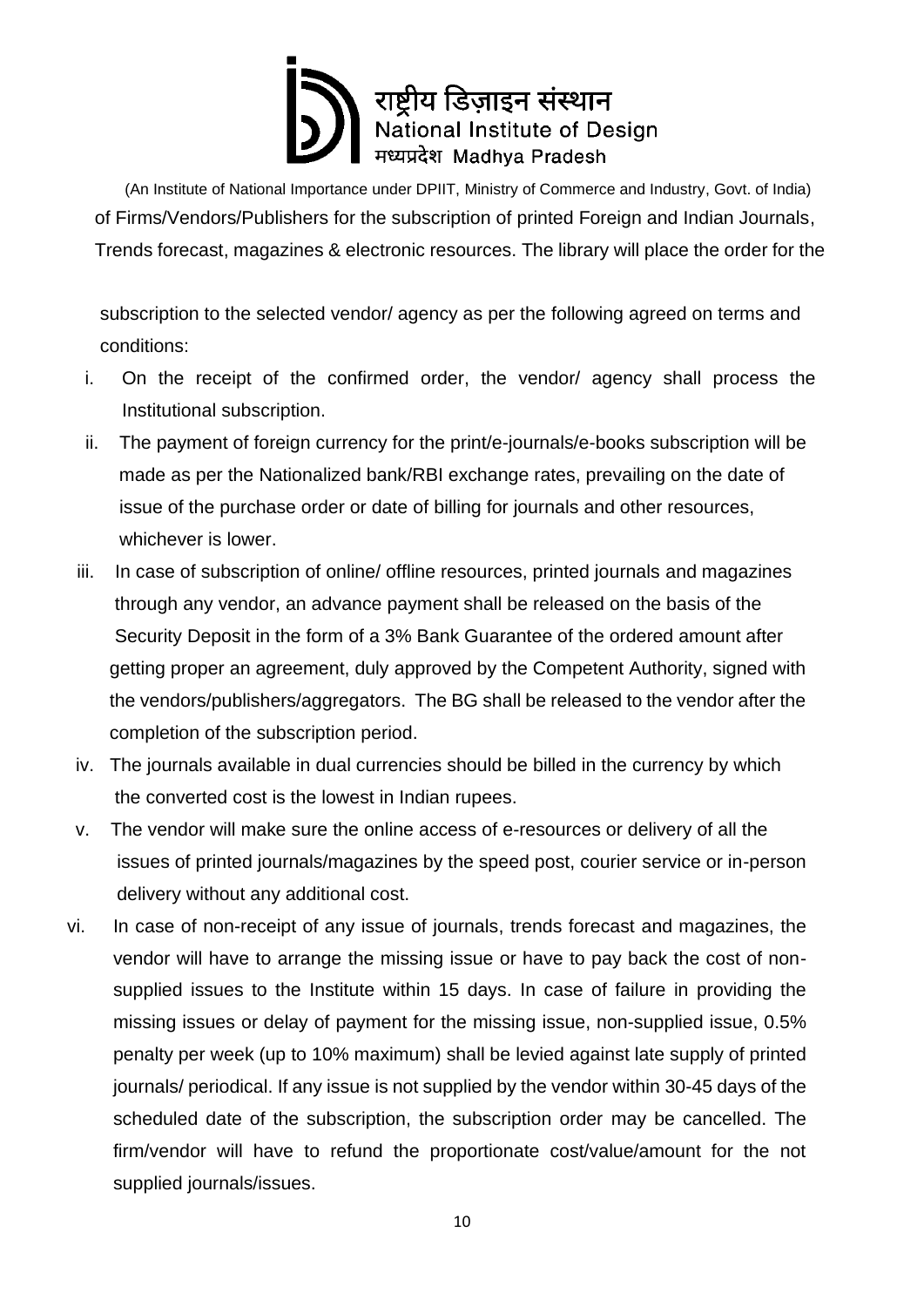राष्ट्रीय डिज़ाइन संस्थान
National Institute of Design
मध्यप्रदेश Madhya Pradesh

(An Institute of National Importance under DPIIT, Ministry of Commerce and Industry, Govt. of India)

of Firms/Vendors/Publishers for the subscription of printed Foreign and Indian Journals, Trends forecast, magazines & electronic resources. The library will place the order for the

subscription to the selected vendor/ agency as per the following agreed on terms and conditions:

i. On the receipt of the confirmed order, the vendor/ agency shall process the Institutional subscription.

ii. The payment of foreign currency for the print/e-journals/e-books subscription will be made as per the Nationalized bank/RBI exchange rates, prevailing on the date of issue of the purchase order or date of billing for journals and other resources, whichever is lower.

iii. In case of subscription of online/ offline resources, printed journals and magazines through any vendor, an advance payment shall be released on the basis of the Security Deposit in the form of a 3% Bank Guarantee of the ordered amount after getting proper an agreement, duly approved by the Competent Authority, signed with the vendors/publishers/aggregators. The BG shall be released to the vendor after the completion of the subscription period.

iv. The journals available in dual currencies should be billed in the currency by which the converted cost is the lowest in Indian rupees.

v. The vendor will make sure the online access of e-resources or delivery of all the issues of printed journals/magazines by the speed post, courier service or in-person delivery without any additional cost.

vi. In case of non-receipt of any issue of journals, trends forecast and magazines, the vendor will have to arrange the missing issue or have to pay back the cost of non-supplied issues to the Institute within 15 days. In case of failure in providing the missing issues or delay of payment for the missing issue, non-supplied issue, 0.5% penalty per week (up to 10% maximum) shall be levied against late supply of printed journals/ periodical. If any issue is not supplied by the vendor within 30-45 days of the scheduled date of the subscription, the subscription order may be cancelled. The firm/vendor will have to refund the proportionate cost/value/amount for the not supplied journals/issues.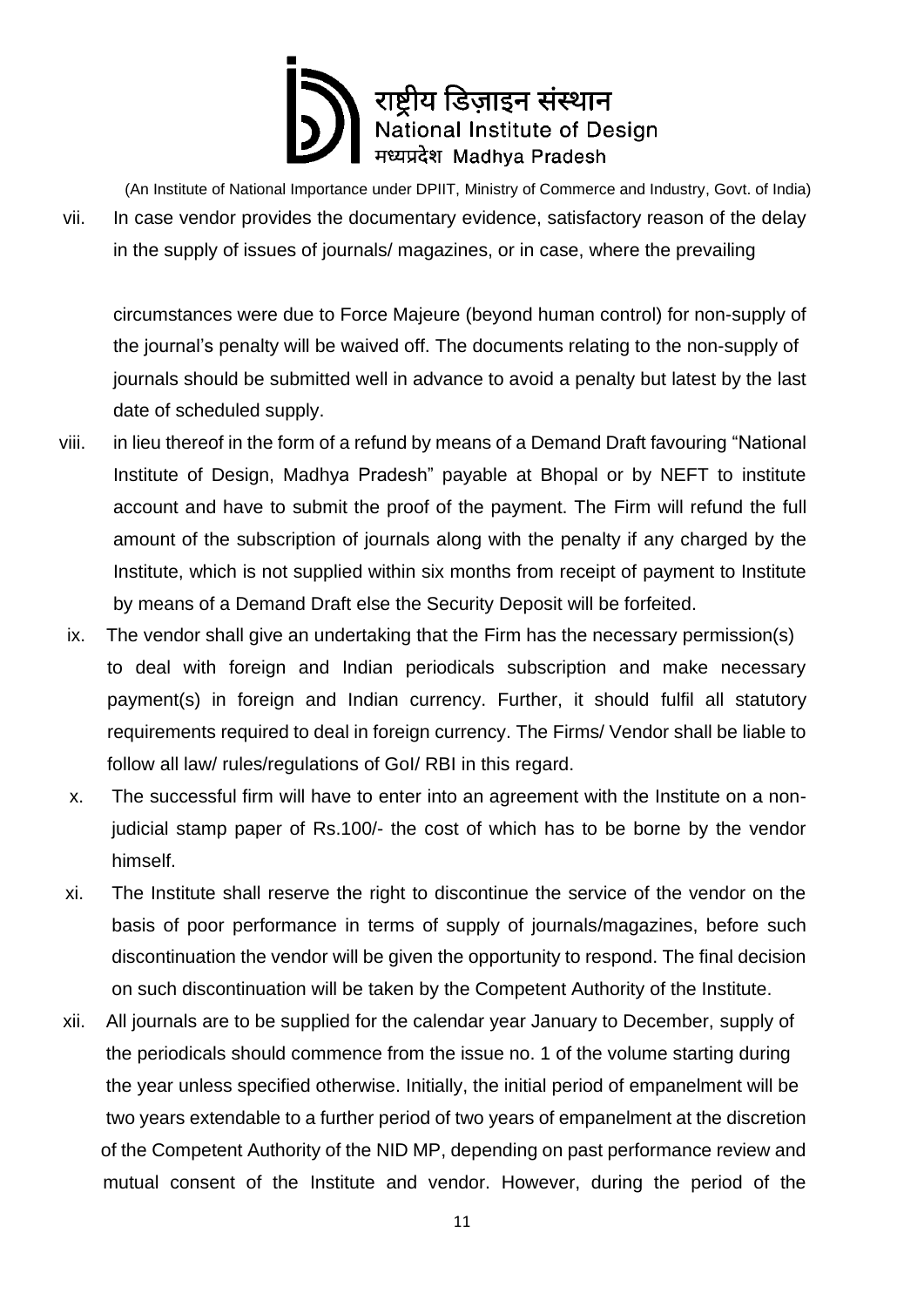vii. In case vendor provides the documentary evidence, satisfactory reason of the delay in the supply of issues of journals/ magazines, or in case, where the prevailing

circumstances were due to Force Majeure (beyond human control) for non-supply of the journal's penalty will be waived off. The documents relating to the non-supply of journals should be submitted well in advance to avoid a penalty but latest by the last date of scheduled supply.

viii. in lieu thereof in the form of a refund by means of a Demand Draft favouring "National Institute of Design, Madhya Pradesh" payable at Bhopal or by NEFT to institute account and have to submit the proof of the payment. The Firm will refund the full amount of the subscription of journals along with the penalty if any charged by the Institute, which is not supplied within six months from receipt of payment to Institute by means of a Demand Draft else the Security Deposit will be forfeited.

ix. The vendor shall give an undertaking that the Firm has the necessary permission(s) to deal with foreign and Indian periodicals subscription and make necessary payment(s) in foreign and Indian currency. Further, it should fulfil all statutory requirements required to deal in foreign currency. The Firms/ Vendor shall be liable to follow all law/ rules/regulations of GoI/ RBI in this regard.

x. The successful firm will have to enter into an agreement with the Institute on a non-judicial stamp paper of Rs.100/- the cost of which has to be borne by the vendor himself.

xi. The Institute shall reserve the right to discontinue the service of the vendor on the basis of poor performance in terms of supply of journals/magazines, before such discontinuation the vendor will be given the opportunity to respond. The final decision on such discontinuation will be taken by the Competent Authority of the Institute.

xii. All journals are to be supplied for the calendar year January to December, supply of the periodicals should commence from the issue no. 1 of the volume starting during the year unless specified otherwise. Initially, the initial period of empanelment will be two years extendable to a further period of two years of empanelment at the discretion of the Competent Authority of the NID MP, depending on past performance review and mutual consent of the Institute and vendor. However, during the period of the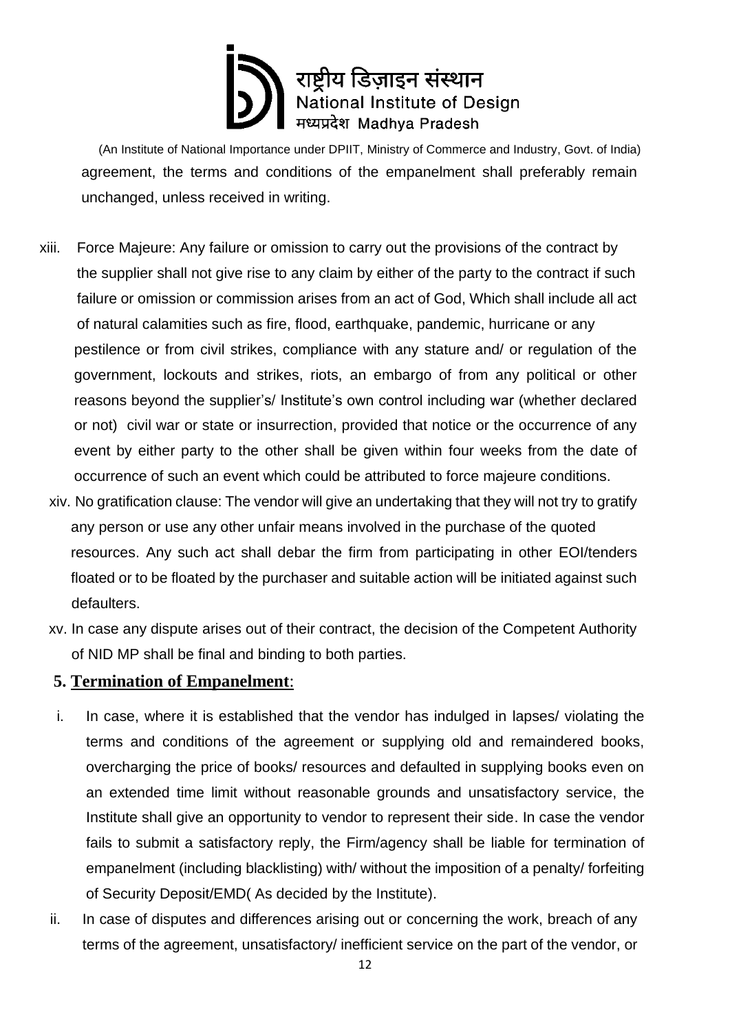agreement, the terms and conditions of the empanelment shall preferably remain unchanged, unless received in writing.

xiii. Force Majeure: Any failure or omission to carry out the provisions of the contract by the supplier shall not give rise to any claim by either of the party to the contract if such failure or omission or commission arises from an act of God, Which shall include all act of natural calamities such as fire, flood, earthquake, pandemic, hurricane or any pestilence or from civil strikes, compliance with any stature and/ or regulation of the government, lockouts and strikes, riots, an embargo of from any political or other reasons beyond the supplier's/ Institute's own control including war (whether declared or not) civil war or state or insurrection, provided that notice or the occurrence of any event by either party to the other shall be given within four weeks from the date of occurrence of such an event which could be attributed to force majeure conditions.

xiv. No gratification clause: The vendor will give an undertaking that they will not try to gratify any person or use any other unfair means involved in the purchase of the quoted resources. Any such act shall debar the firm from participating in other EOI/tenders floated or to be floated by the purchaser and suitable action will be initiated against such defaulters.

xv. In case any dispute arises out of their contract, the decision of the Competent Authority of NID MP shall be final and binding to both parties.

## 5. Termination of Empanelment:

i. In case, where it is established that the vendor has indulged in lapses/ violating the terms and conditions of the agreement or supplying old and remaindered books, overcharging the price of books/ resources and defaulted in supplying books even on an extended time limit without reasonable grounds and unsatisfactory service, the Institute shall give an opportunity to vendor to represent their side. In case the vendor fails to submit a satisfactory reply, the Firm/agency shall be liable for termination of empanelment (including blacklisting) with/ without the imposition of a penalty/ forfeiting of Security Deposit/EMD( As decided by the Institute).

ii. In case of disputes and differences arising out or concerning the work, breach of any terms of the agreement, unsatisfactory/ inefficient service on the part of the vendor, or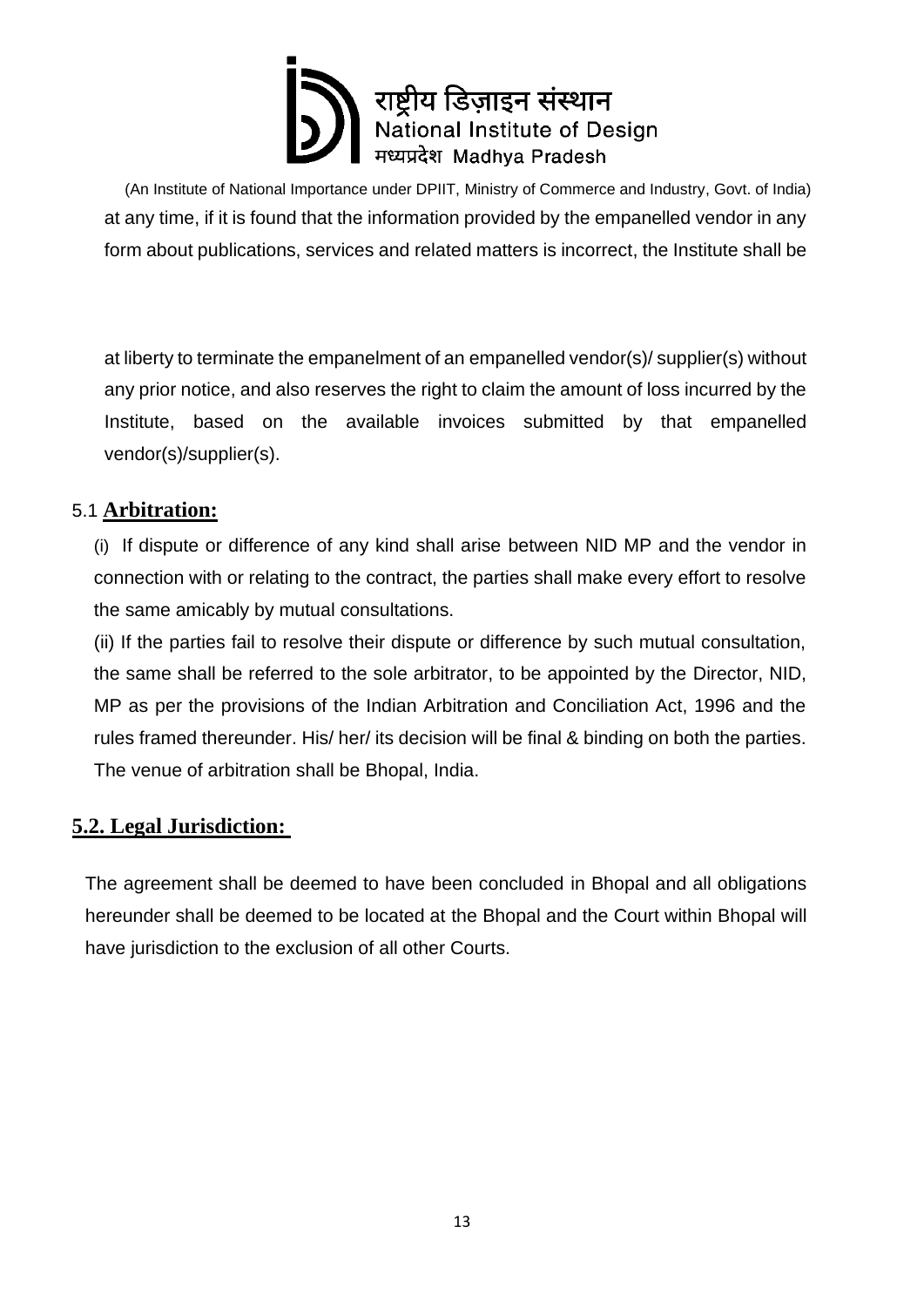at any time, if it is found that the information provided by the empanelled vendor in any form about publications, services and related matters is incorrect, the Institute shall be

at liberty to terminate the empanelment of an empanelled vendor(s)/ supplier(s) without any prior notice, and also reserves the right to claim the amount of loss incurred by the Institute, based on the available invoices submitted by that empanelled vendor(s)/supplier(s).

## 5.1 **Arbitration:**

(i) If dispute or difference of any kind shall arise between NID MP and the vendor in connection with or relating to the contract, the parties shall make every effort to resolve the same amicably by mutual consultations.

(ii) If the parties fail to resolve their dispute or difference by such mutual consultation, the same shall be referred to the sole arbitrator, to be appointed by the Director, NID, MP as per the provisions of the Indian Arbitration and Conciliation Act, 1996 and the rules framed thereunder. His/ her/ its decision will be final & binding on both the parties. The venue of arbitration shall be Bhopal, India.

## **5.2. Legal Jurisdiction:**

The agreement shall be deemed to have been concluded in Bhopal and all obligations hereunder shall be deemed to be located at the Bhopal and the Court within Bhopal will have jurisdiction to the exclusion of all other Courts.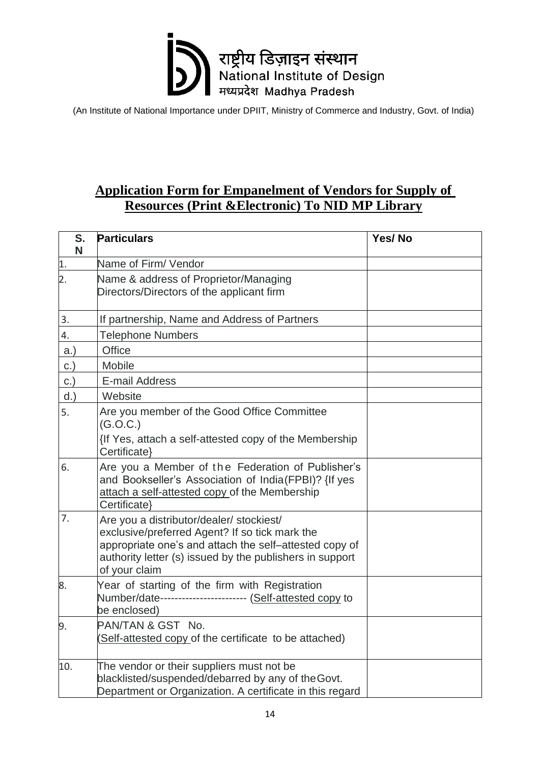राष्ट्रीय डिज़ाइन संस्थान
National Institute of Design
मध्यप्रदेश Madhya Pradesh

(An Institute of National Importance under DPIIT, Ministry of Commerce and Industry, Govt. of India)

## Application Form for Empanelment of Vendors for Supply of Resources (Print &Electronic) To NID MP Library

| S. N | Particulars | Yes/ No |
|---|---|---|
| 1. | Name of Firm/ Vendor | |
| 2. | Name & address of Proprietor/Managing Directors/Directors of the applicant firm | |
| 3. | If partnership, Name and Address of Partners | |
| 4. | Telephone Numbers | |
| a.) | Office | |
| c.) | Mobile | |
| c.) | E-mail Address | |
| d.) | Website | |
| 5. | Are you member of the Good Office Committee (G.O.C.) {If Yes, attach a self-attested copy of the Membership Certificate} | |
| 6. | Are you a Member of the Federation of Publisher's and Bookseller's Association of India(FPBI)? {If yes attach a self-attested copy of the Membership Certificate} | |
| 7. | Are you a distributor/dealer/ stockiest/ exclusive/preferred Agent? If so tick mark the appropriate one's and attach the self–attested copy of authority letter (s) issued by the publishers in support of your claim | |
| 8. | Year of starting of the firm with Registration Number/date------------------------ (Self-attested copy to be enclosed) | |
| 9. | PAN/TAN & GST No. (Self-attested copy of the certificate to be attached) | |
| 10. | The vendor or their suppliers must not be blacklisted/suspended/debarred by any of the Govt. Department or Organization. A certificate in this regard | |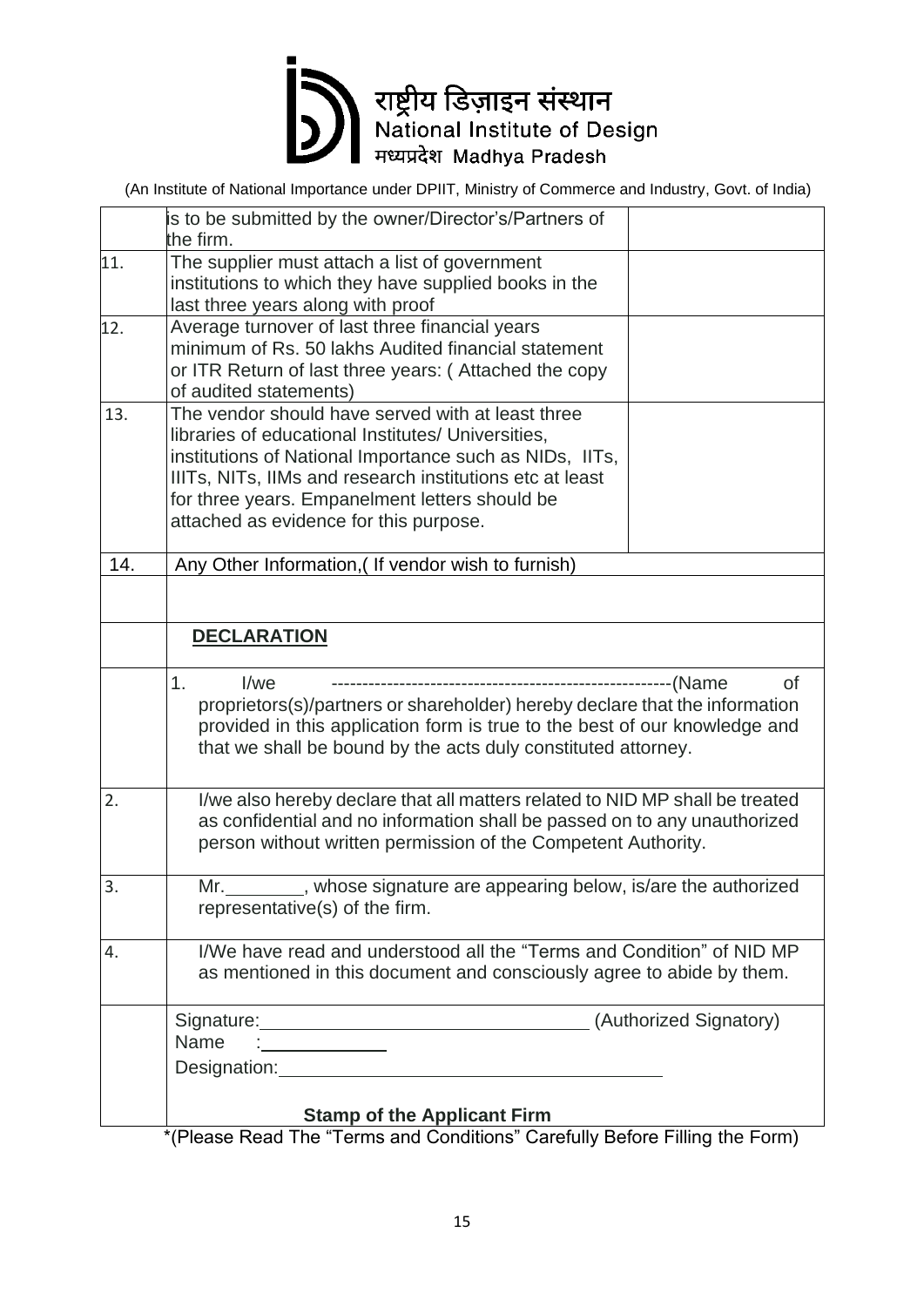राष्ट्रीय डिज़ाइन संस्थान
National Institute of Design
मध्यप्रदेश Madhya Pradesh

(An Institute of National Importance under DPIIT, Ministry of Commerce and Industry, Govt. of India)

| | | |
|---|---|---|
| | is to be submitted by the owner/Director's/Partners of the firm. | |
| 11. | The supplier must attach a list of government institutions to which they have supplied books in the last three years along with proof | |
| 12. | Average turnover of last three financial years minimum of Rs. 50 lakhs Audited financial statement or ITR Return of last three years: ( Attached the copy of audited statements) | |
| 13. | The vendor should have served with at least three libraries of educational Institutes/ Universities, institutions of National Importance such as NIDs, IITs, IIITs, NITs, IIMs and research institutions etc at least for three years. Empanelment letters should be attached as evidence for this purpose. | |
| 14. | Any Other Information,( If vendor wish to furnish) | |
| | | |
| | **DECLARATION** | |
| | 1. I/we --------------------------------------------------------(Name of proprietors(s)/partners or shareholder) hereby declare that the information provided in this application form is true to the best of our knowledge and that we shall be bound by the acts duly constituted attorney. | |
| 2. | I/we also hereby declare that all matters related to NID MP shall be treated as confidential and no information shall be passed on to any unauthorized person without written permission of the Competent Authority. | |
| 3. | Mr.________, whose signature are appearing below, is/are the authorized representative(s) of the firm. | |
| 4. | I/We have read and understood all the "Terms and Condition" of NID MP as mentioned in this document and consciously agree to abide by them. | |
| | Signature:________________________________ (Authorized Signatory)<br>Name :____________<br>Designation:______________________________________<br><br>**Stamp of the Applicant Firm** | |

*(Please Read The "Terms and Conditions" Carefully Before Filling the Form)